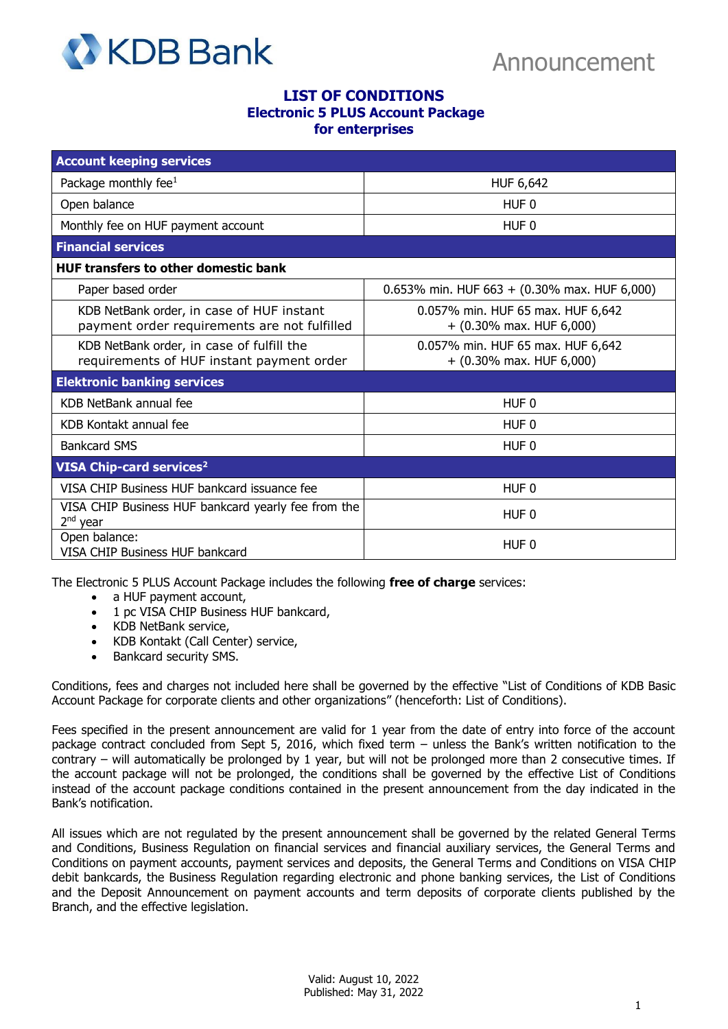KDB Bank

Announcement

## LIST OF CONDITIONS
## Electronic 5 PLUS Account Package
## for enterprises

| Account keeping services | |
|---|---|
| Package monthly fee[1] | HUF 6,642 |
| Open balance | HUF 0 |
| Monthly fee on HUF payment account | HUF 0 |
| **Financial services** | |
| **HUF transfers to other domestic bank** | |
| Paper based order | 0.653% min. HUF 663 + (0.30% max. HUF 6,000) |
| KDB NetBank order, in case of HUF instant payment order requirements are not fulfilled | 0.057% min. HUF 65 max. HUF 6,642 + (0.30% max. HUF 6,000) |
| KDB NetBank order, in case of fulfill the requirements of HUF instant payment order | 0.057% min. HUF 65 max. HUF 6,642 + (0.30% max. HUF 6,000) |
| **Elektronic banking services** | |
| KDB NetBank annual fee | HUF 0 |
| KDB Kontakt annual fee | HUF 0 |
| Bankcard SMS | HUF 0 |
| **VISA Chip-card services[2]** | |
| VISA CHIP Business HUF bankcard issuance fee | HUF 0 |
| VISA CHIP Business HUF bankcard yearly fee from the 2nd year | HUF 0 |
| Open balance: VISA CHIP Business HUF bankcard | HUF 0 |

The Electronic 5 PLUS Account Package includes the following **free of charge** services:

- a HUF payment account,
- 1 pc VISA CHIP Business HUF bankcard,
- KDB NetBank service,
- KDB Kontakt (Call Center) service,
- Bankcard security SMS.

Conditions, fees and charges not included here shall be governed by the effective "List of Conditions of KDB Basic Account Package for corporate clients and other organizations" (henceforth: List of Conditions).

Fees specified in the present announcement are valid for 1 year from the date of entry into force of the account package contract concluded from Sept 5, 2016, which fixed term – unless the Bank's written notification to the contrary – will automatically be prolonged by 1 year, but will not be prolonged more than 2 consecutive times. If the account package will not be prolonged, the conditions shall be governed by the effective List of Conditions instead of the account package conditions contained in the present announcement from the day indicated in the Bank's notification.

All issues which are not regulated by the present announcement shall be governed by the related General Terms and Conditions, Business Regulation on financial services and financial auxiliary services, the General Terms and Conditions on payment accounts, payment services and deposits, the General Terms and Conditions on VISA CHIP debit bankcards, the Business Regulation regarding electronic and phone banking services, the List of Conditions and the Deposit Announcement on payment accounts and term deposits of corporate clients published by the Branch, and the effective legislation.

Valid: August 10, 2022
Published: May 31, 2022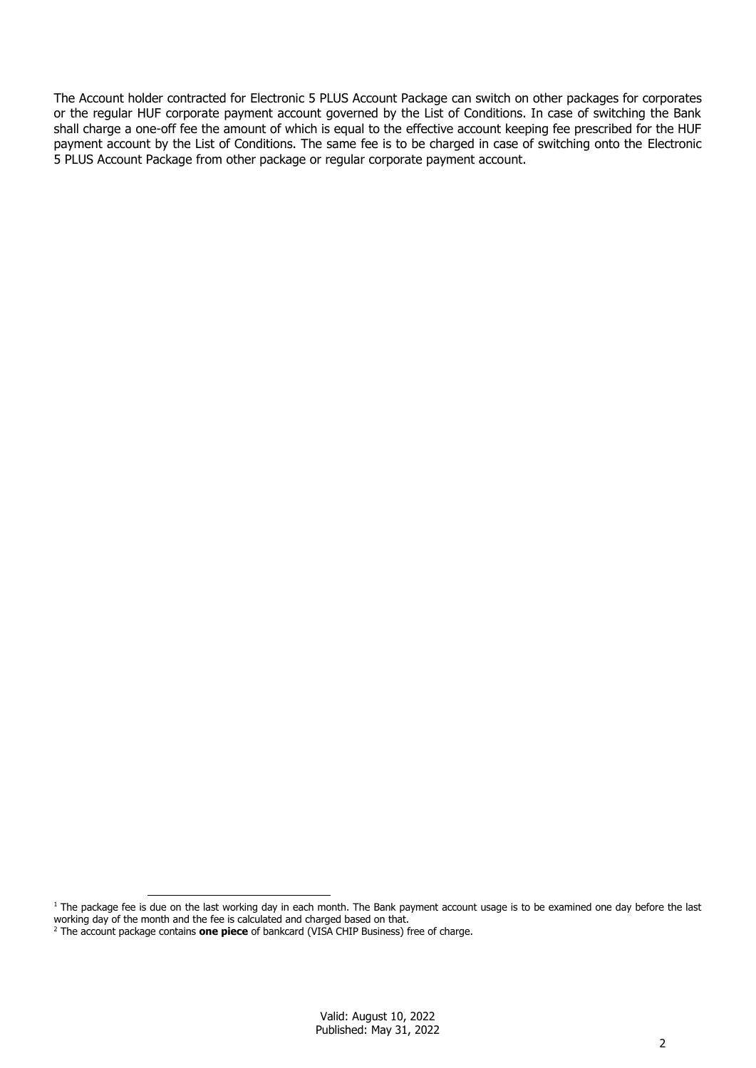The Account holder contracted for Electronic 5 PLUS Account Package can switch on other packages for corporates or the regular HUF corporate payment account governed by the List of Conditions. In case of switching the Bank shall charge a one-off fee the amount of which is equal to the effective account keeping fee prescribed for the HUF payment account by the List of Conditions. The same fee is to be charged in case of switching onto the Electronic 5 PLUS Account Package from other package or regular corporate payment account.

---

[1] The package fee is due on the last working day in each month. The Bank payment account usage is to be examined one day before the last working day of the month and the fee is calculated and charged based on that.

[2] The account package contains **one piece** of bankcard (VISA CHIP Business) free of charge.

Valid: August 10, 2022
Published: May 31, 2022